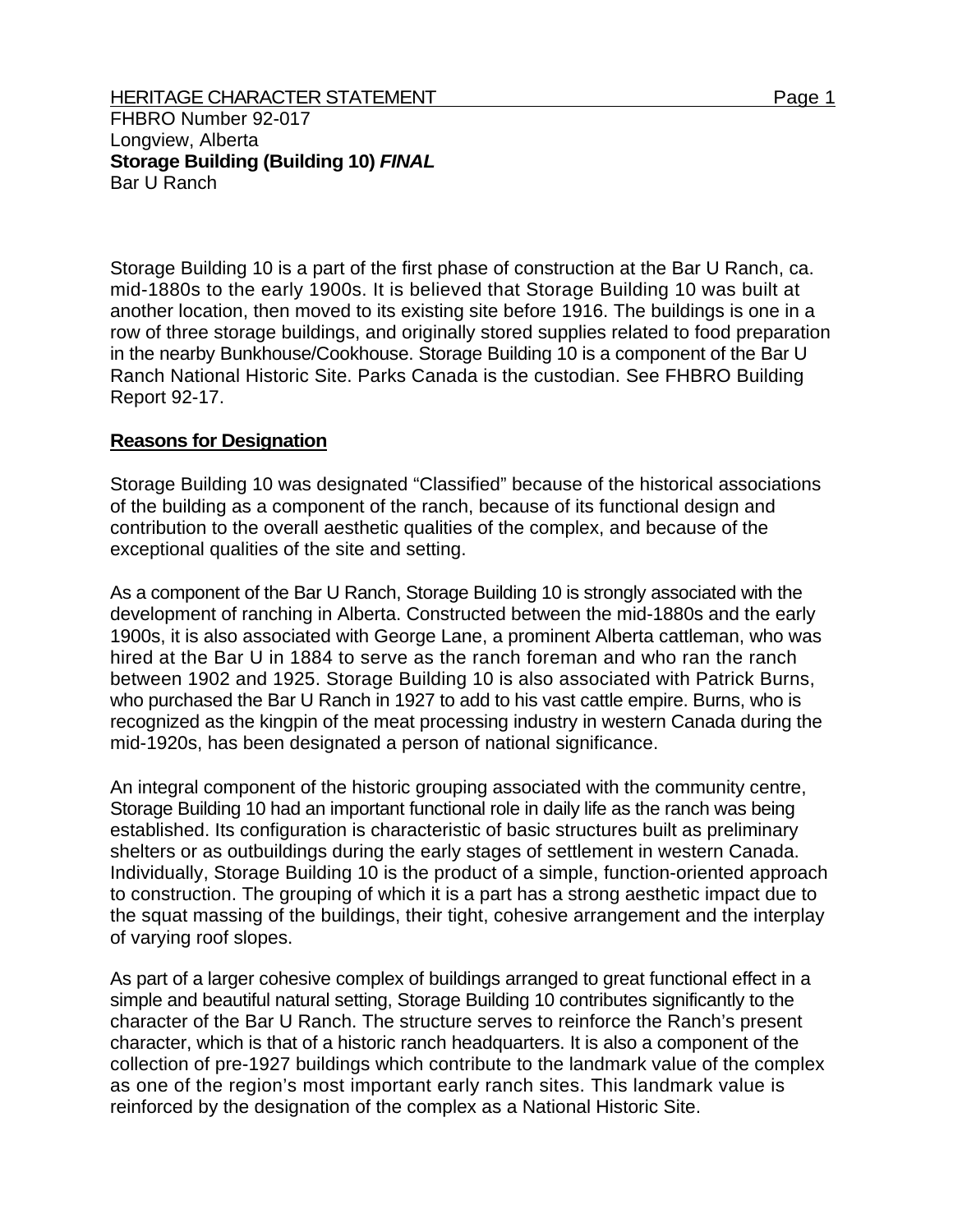HERITAGE CHARACTER STATEMENT

FHBRO Number 92-017
Longview, Alberta
**Storage Building (Building 10)** ***FINAL***
Bar U Ranch

Storage Building 10 is a part of the first phase of construction at the Bar U Ranch, ca. mid-1880s to the early 1900s. It is believed that Storage Building 10 was built at another location, then moved to its existing site before 1916. The buildings is one in a row of three storage buildings, and originally stored supplies related to food preparation in the nearby Bunkhouse/Cookhouse. Storage Building 10 is a component of the Bar U Ranch National Historic Site. Parks Canada is the custodian. See FHBRO Building Report 92-17.

## Reasons for Designation

Storage Building 10 was designated "Classified" because of the historical associations of the building as a component of the ranch, because of its functional design and contribution to the overall aesthetic qualities of the complex, and because of the exceptional qualities of the site and setting.

As a component of the Bar U Ranch, Storage Building 10 is strongly associated with the development of ranching in Alberta. Constructed between the mid-1880s and the early 1900s, it is also associated with George Lane, a prominent Alberta cattleman, who was hired at the Bar U in 1884 to serve as the ranch foreman and who ran the ranch between 1902 and 1925. Storage Building 10 is also associated with Patrick Burns, who purchased the Bar U Ranch in 1927 to add to his vast cattle empire. Burns, who is recognized as the kingpin of the meat processing industry in western Canada during the mid-1920s, has been designated a person of national significance.

An integral component of the historic grouping associated with the community centre, Storage Building 10 had an important functional role in daily life as the ranch was being established. Its configuration is characteristic of basic structures built as preliminary shelters or as outbuildings during the early stages of settlement in western Canada. Individually, Storage Building 10 is the product of a simple, function-oriented approach to construction. The grouping of which it is a part has a strong aesthetic impact due to the squat massing of the buildings, their tight, cohesive arrangement and the interplay of varying roof slopes.

As part of a larger cohesive complex of buildings arranged to great functional effect in a simple and beautiful natural setting, Storage Building 10 contributes significantly to the character of the Bar U Ranch. The structure serves to reinforce the Ranch's present character, which is that of a historic ranch headquarters. It is also a component of the collection of pre-1927 buildings which contribute to the landmark value of the complex as one of the region's most important early ranch sites. This landmark value is reinforced by the designation of the complex as a National Historic Site.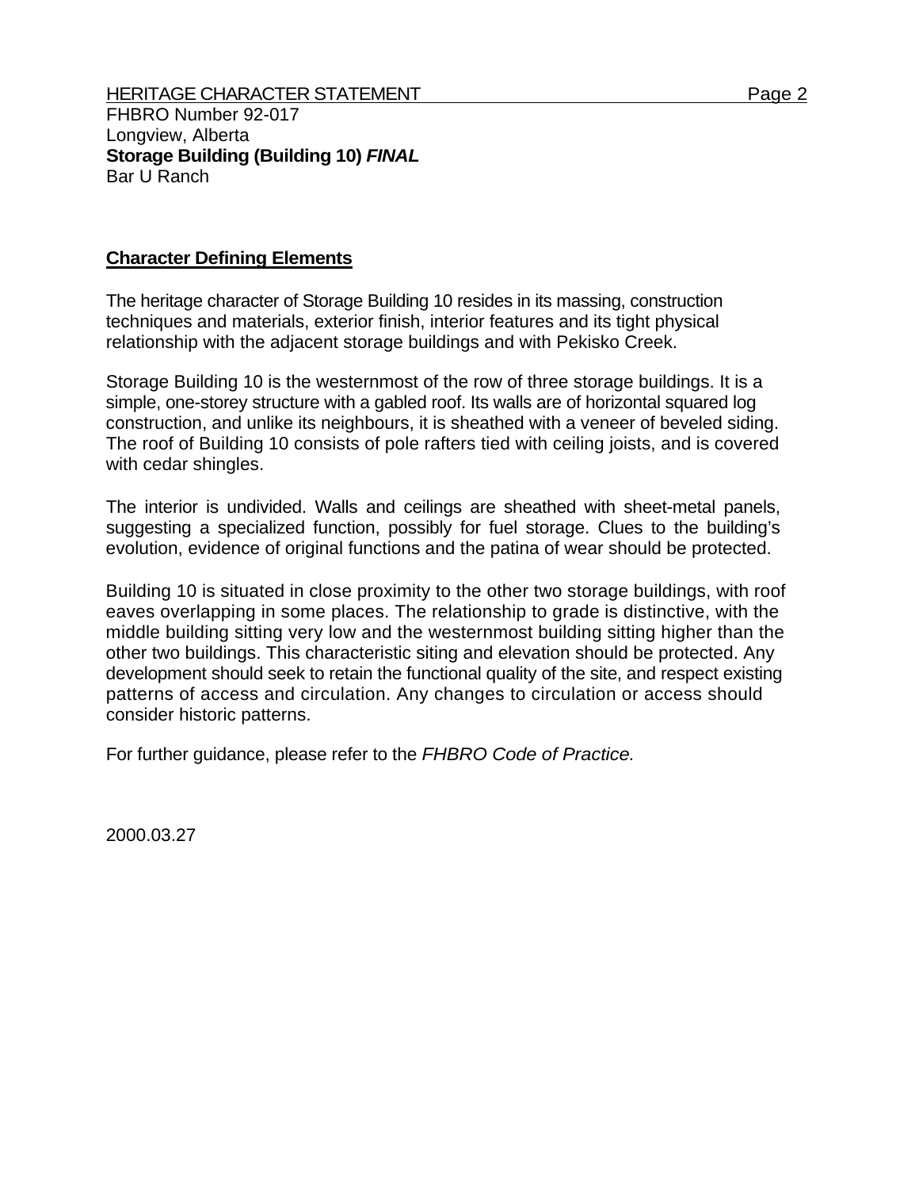## Character Defining Elements

The heritage character of Storage Building 10 resides in its massing, construction techniques and materials, exterior finish, interior features and its tight physical relationship with the adjacent storage buildings and with Pekisko Creek.

Storage Building 10 is the westernmost of the row of three storage buildings. It is a simple, one-storey structure with a gabled roof. Its walls are of horizontal squared log construction, and unlike its neighbours, it is sheathed with a veneer of beveled siding. The roof of Building 10 consists of pole rafters tied with ceiling joists, and is covered with cedar shingles.

The interior is undivided. Walls and ceilings are sheathed with sheet-metal panels, suggesting a specialized function, possibly for fuel storage. Clues to the building's evolution, evidence of original functions and the patina of wear should be protected.

Building 10 is situated in close proximity to the other two storage buildings, with roof eaves overlapping in some places. The relationship to grade is distinctive, with the middle building sitting very low and the westernmost building sitting higher than the other two buildings. This characteristic siting and elevation should be protected. Any development should seek to retain the functional quality of the site, and respect existing patterns of access and circulation. Any changes to circulation or access should consider historic patterns.

For further guidance, please refer to the *FHBRO Code of Practice.*

2000.03.27